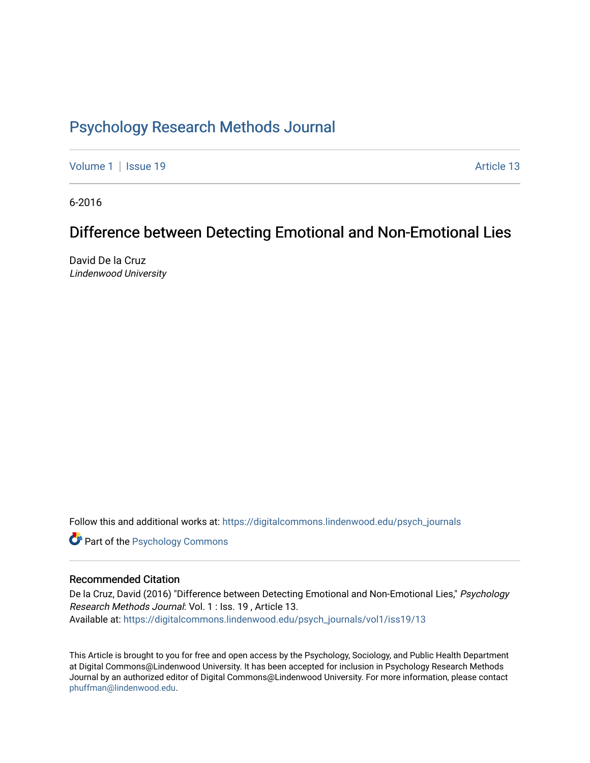# Psychology Research Methods Journal

Volume 1 | Issue 19 Article 13

6-2016

## Difference between Detecting Emotional and Non-Emotional Lies

David De la Cruz
*Lindenwood University*

Follow this and additional works at: https://digitalcommons.lindenwood.edu/psych_journals

Part of the Psychology Commons

### Recommended Citation

De la Cruz, David (2016) "Difference between Detecting Emotional and Non-Emotional Lies," *Psychology Research Methods Journal*: Vol. 1 : Iss. 19 , Article 13.
Available at: https://digitalcommons.lindenwood.edu/psych_journals/vol1/iss19/13

This Article is brought to you for free and open access by the Psychology, Sociology, and Public Health Department at Digital Commons@Lindenwood University. It has been accepted for inclusion in Psychology Research Methods Journal by an authorized editor of Digital Commons@Lindenwood University. For more information, please contact phuffman@lindenwood.edu.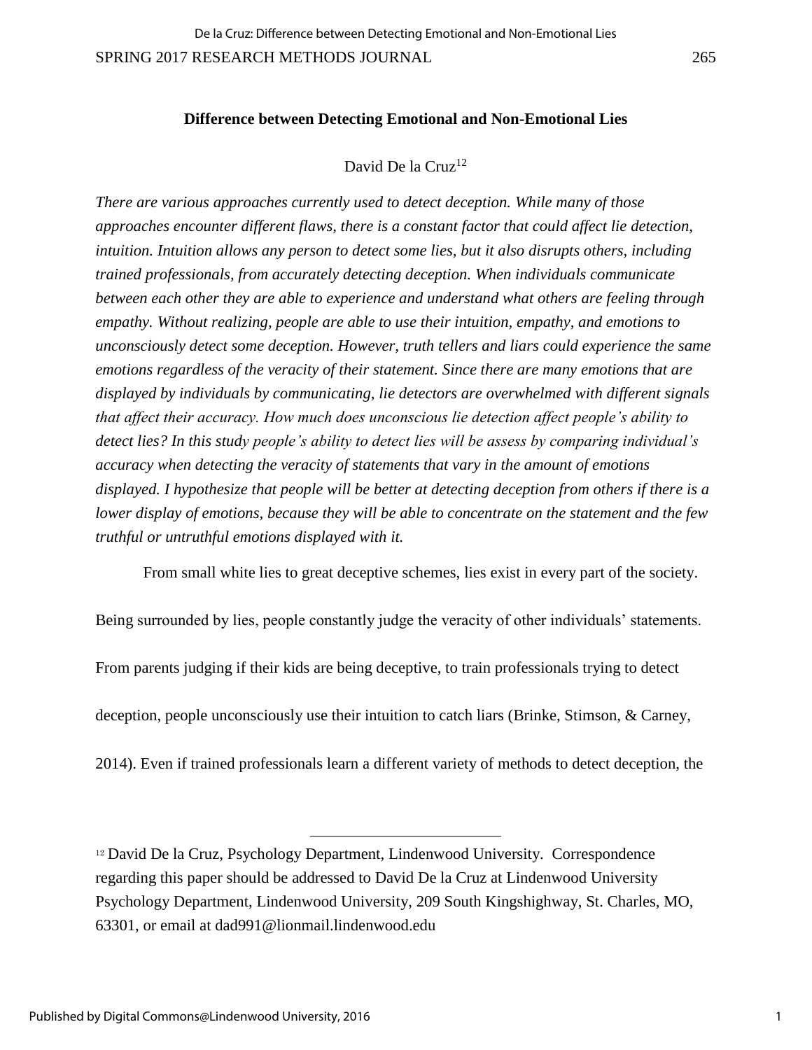**Difference between Detecting Emotional and Non-Emotional Lies**

David De la Cruz[12]

*There are various approaches currently used to detect deception. While many of those approaches encounter different flaws, there is a constant factor that could affect lie detection, intuition. Intuition allows any person to detect some lies, but it also disrupts others, including trained professionals, from accurately detecting deception. When individuals communicate between each other they are able to experience and understand what others are feeling through empathy. Without realizing, people are able to use their intuition, empathy, and emotions to unconsciously detect some deception. However, truth tellers and liars could experience the same emotions regardless of the veracity of their statement. Since there are many emotions that are displayed by individuals by communicating, lie detectors are overwhelmed with different signals that affect their accuracy. How much does unconscious lie detection affect people's ability to detect lies? In this study people's ability to detect lies will be assess by comparing individual's accuracy when detecting the veracity of statements that vary in the amount of emotions displayed. I hypothesize that people will be better at detecting deception from others if there is a lower display of emotions, because they will be able to concentrate on the statement and the few truthful or untruthful emotions displayed with it.*

From small white lies to great deceptive schemes, lies exist in every part of the society. Being surrounded by lies, people constantly judge the veracity of other individuals' statements. From parents judging if their kids are being deceptive, to train professionals trying to detect deception, people unconsciously use their intuition to catch liars (Brinke, Stimson, & Carney, 2014). Even if trained professionals learn a different variety of methods to detect deception, the

---

[12] David De la Cruz, Psychology Department, Lindenwood University. Correspondence regarding this paper should be addressed to David De la Cruz at Lindenwood University Psychology Department, Lindenwood University, 209 South Kingshighway, St. Charles, MO, 63301, or email at dad991@lionmail.lindenwood.edu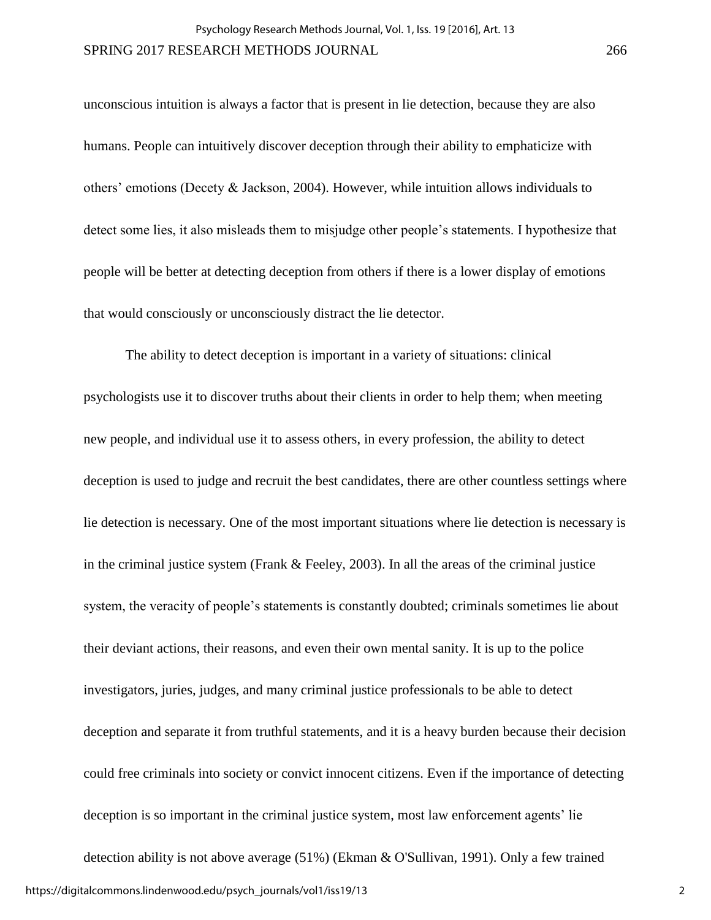unconscious intuition is always a factor that is present in lie detection, because they are also humans. People can intuitively discover deception through their ability to emphaticize with others' emotions (Decety & Jackson, 2004). However, while intuition allows individuals to detect some lies, it also misleads them to misjudge other people's statements. I hypothesize that people will be better at detecting deception from others if there is a lower display of emotions that would consciously or unconsciously distract the lie detector.

The ability to detect deception is important in a variety of situations: clinical psychologists use it to discover truths about their clients in order to help them; when meeting new people, and individual use it to assess others, in every profession, the ability to detect deception is used to judge and recruit the best candidates, there are other countless settings where lie detection is necessary. One of the most important situations where lie detection is necessary is in the criminal justice system (Frank & Feeley, 2003). In all the areas of the criminal justice system, the veracity of people's statements is constantly doubted; criminals sometimes lie about their deviant actions, their reasons, and even their own mental sanity. It is up to the police investigators, juries, judges, and many criminal justice professionals to be able to detect deception and separate it from truthful statements, and it is a heavy burden because their decision could free criminals into society or convict innocent citizens. Even if the importance of detecting deception is so important in the criminal justice system, most law enforcement agents' lie detection ability is not above average (51%) (Ekman & O'Sullivan, 1991). Only a few trained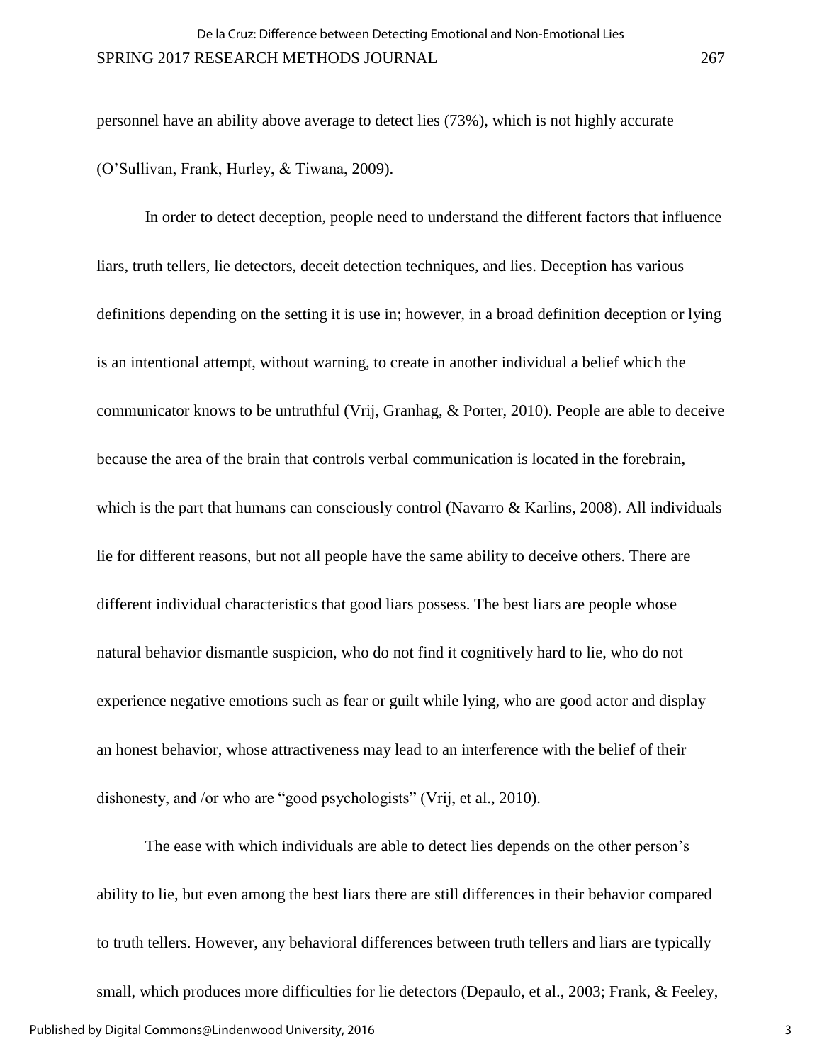personnel have an ability above average to detect lies (73%), which is not highly accurate (O'Sullivan, Frank, Hurley, & Tiwana, 2009).

In order to detect deception, people need to understand the different factors that influence liars, truth tellers, lie detectors, deceit detection techniques, and lies. Deception has various definitions depending on the setting it is use in; however, in a broad definition deception or lying is an intentional attempt, without warning, to create in another individual a belief which the communicator knows to be untruthful (Vrij, Granhag, & Porter, 2010). People are able to deceive because the area of the brain that controls verbal communication is located in the forebrain, which is the part that humans can consciously control (Navarro & Karlins, 2008). All individuals lie for different reasons, but not all people have the same ability to deceive others. There are different individual characteristics that good liars possess. The best liars are people whose natural behavior dismantle suspicion, who do not find it cognitively hard to lie, who do not experience negative emotions such as fear or guilt while lying, who are good actor and display an honest behavior, whose attractiveness may lead to an interference with the belief of their dishonesty, and /or who are "good psychologists" (Vrij, et al., 2010).

The ease with which individuals are able to detect lies depends on the other person's ability to lie, but even among the best liars there are still differences in their behavior compared to truth tellers. However, any behavioral differences between truth tellers and liars are typically small, which produces more difficulties for lie detectors (Depaulo, et al., 2003; Frank, & Feeley,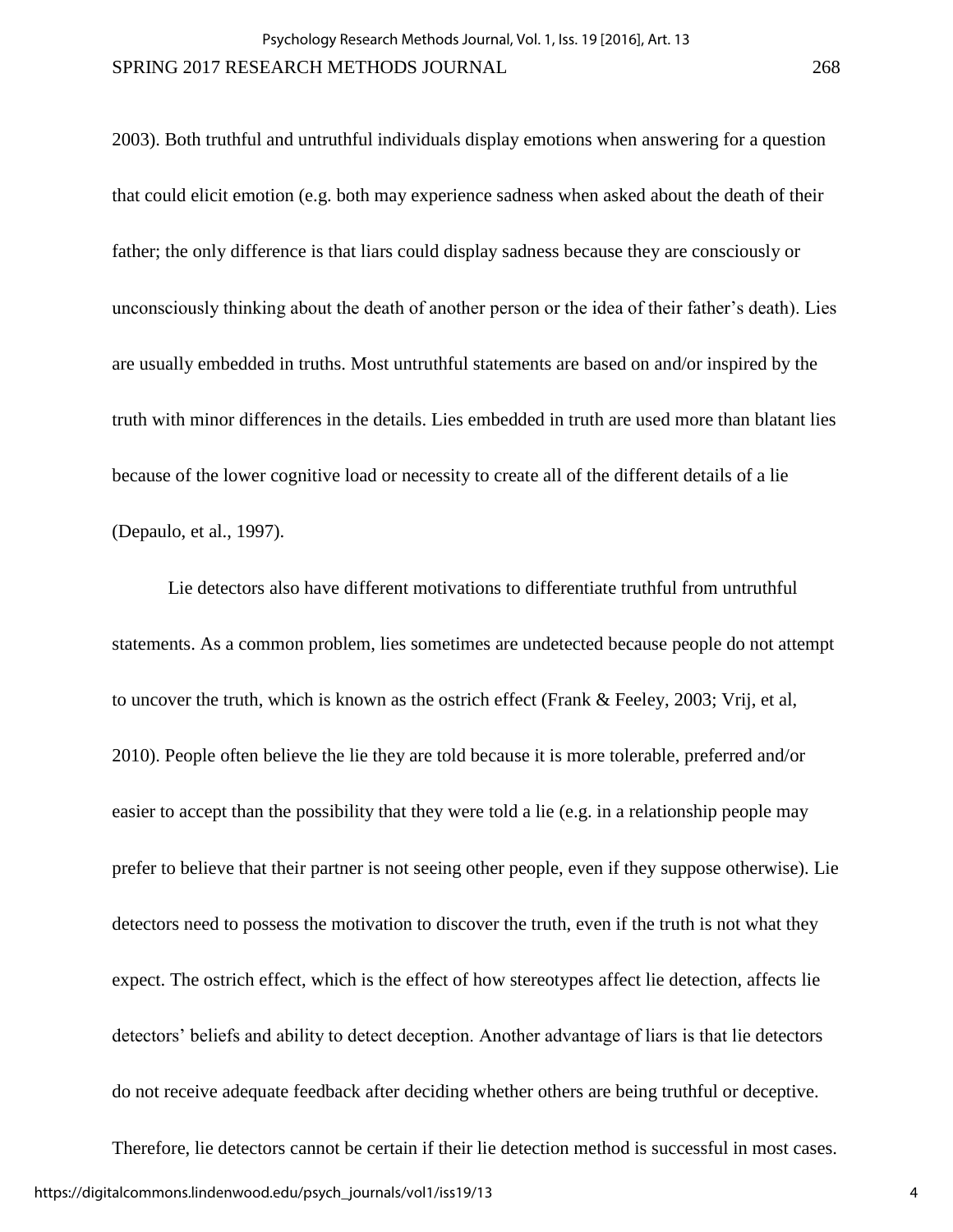2003). Both truthful and untruthful individuals display emotions when answering for a question that could elicit emotion (e.g. both may experience sadness when asked about the death of their father; the only difference is that liars could display sadness because they are consciously or unconsciously thinking about the death of another person or the idea of their father's death). Lies are usually embedded in truths. Most untruthful statements are based on and/or inspired by the truth with minor differences in the details. Lies embedded in truth are used more than blatant lies because of the lower cognitive load or necessity to create all of the different details of a lie (Depaulo, et al., 1997).

Lie detectors also have different motivations to differentiate truthful from untruthful statements. As a common problem, lies sometimes are undetected because people do not attempt to uncover the truth, which is known as the ostrich effect (Frank & Feeley, 2003; Vrij, et al, 2010). People often believe the lie they are told because it is more tolerable, preferred and/or easier to accept than the possibility that they were told a lie (e.g. in a relationship people may prefer to believe that their partner is not seeing other people, even if they suppose otherwise). Lie detectors need to possess the motivation to discover the truth, even if the truth is not what they expect. The ostrich effect, which is the effect of how stereotypes affect lie detection, affects lie detectors' beliefs and ability to detect deception. Another advantage of liars is that lie detectors do not receive adequate feedback after deciding whether others are being truthful or deceptive. Therefore, lie detectors cannot be certain if their lie detection method is successful in most cases.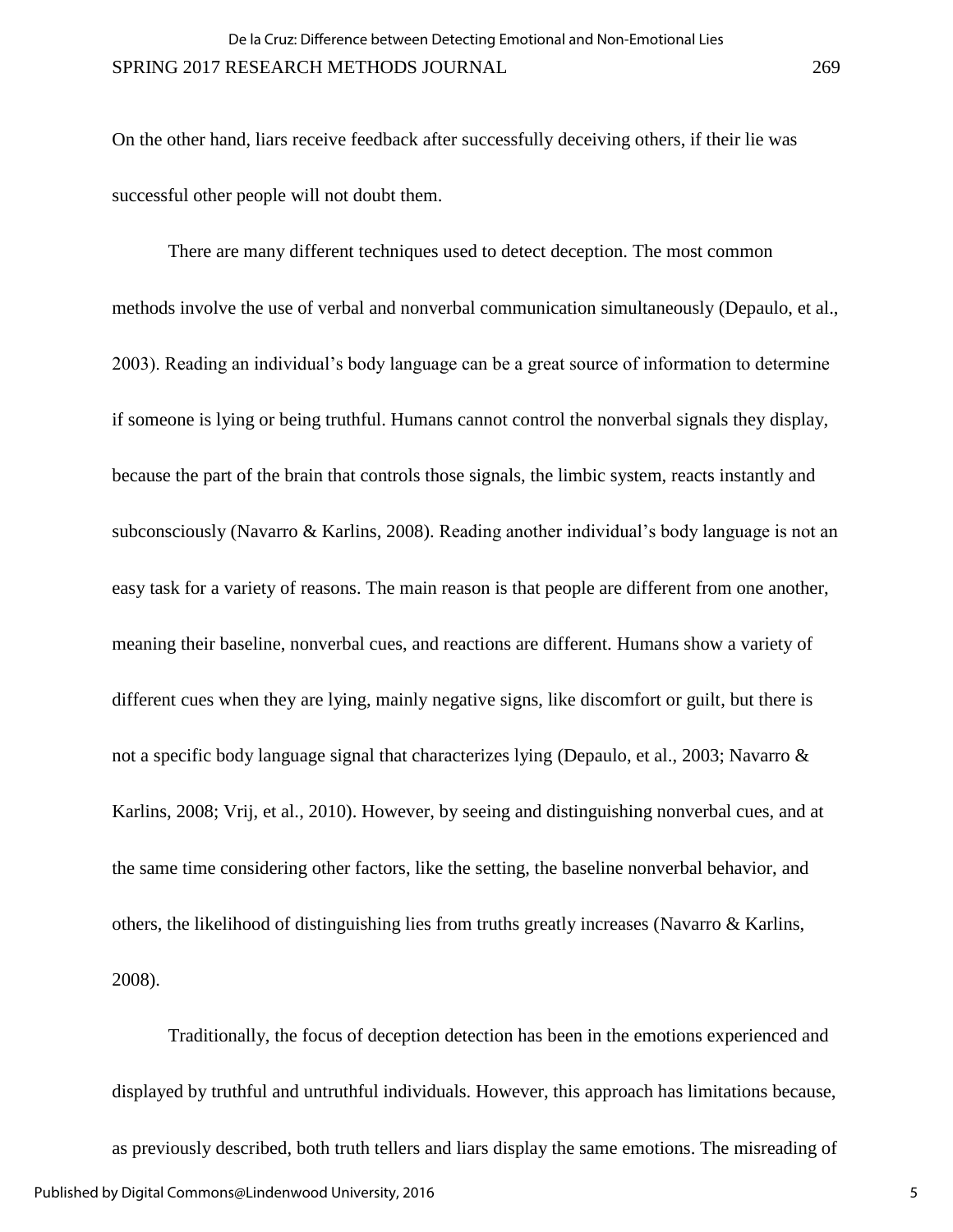On the other hand, liars receive feedback after successfully deceiving others, if their lie was successful other people will not doubt them.

There are many different techniques used to detect deception. The most common methods involve the use of verbal and nonverbal communication simultaneously (Depaulo, et al., 2003). Reading an individual's body language can be a great source of information to determine if someone is lying or being truthful. Humans cannot control the nonverbal signals they display, because the part of the brain that controls those signals, the limbic system, reacts instantly and subconsciously (Navarro & Karlins, 2008). Reading another individual's body language is not an easy task for a variety of reasons. The main reason is that people are different from one another, meaning their baseline, nonverbal cues, and reactions are different. Humans show a variety of different cues when they are lying, mainly negative signs, like discomfort or guilt, but there is not a specific body language signal that characterizes lying (Depaulo, et al., 2003; Navarro & Karlins, 2008; Vrij, et al., 2010). However, by seeing and distinguishing nonverbal cues, and at the same time considering other factors, like the setting, the baseline nonverbal behavior, and others, the likelihood of distinguishing lies from truths greatly increases (Navarro & Karlins, 2008).

Traditionally, the focus of deception detection has been in the emotions experienced and displayed by truthful and untruthful individuals. However, this approach has limitations because, as previously described, both truth tellers and liars display the same emotions. The misreading of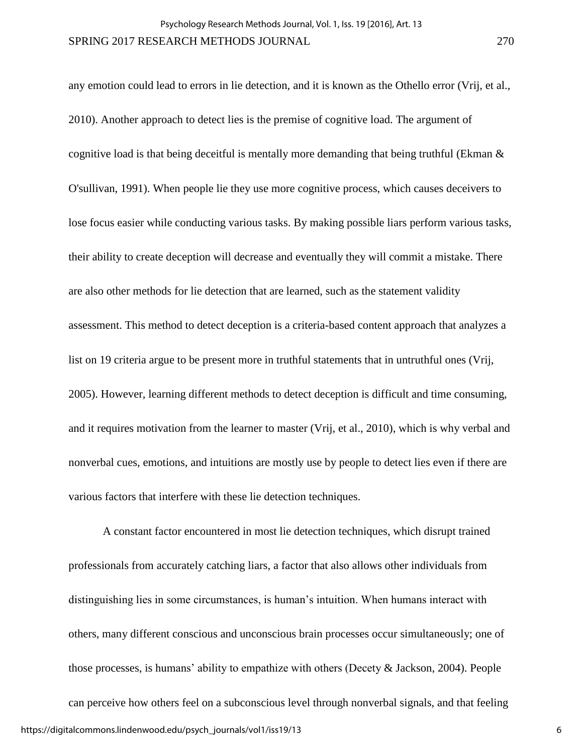any emotion could lead to errors in lie detection, and it is known as the Othello error (Vrij, et al., 2010). Another approach to detect lies is the premise of cognitive load. The argument of cognitive load is that being deceitful is mentally more demanding that being truthful (Ekman & O'sullivan, 1991). When people lie they use more cognitive process, which causes deceivers to lose focus easier while conducting various tasks. By making possible liars perform various tasks, their ability to create deception will decrease and eventually they will commit a mistake. There are also other methods for lie detection that are learned, such as the statement validity assessment. This method to detect deception is a criteria-based content approach that analyzes a list on 19 criteria argue to be present more in truthful statements that in untruthful ones (Vrij, 2005). However, learning different methods to detect deception is difficult and time consuming, and it requires motivation from the learner to master (Vrij, et al., 2010), which is why verbal and nonverbal cues, emotions, and intuitions are mostly use by people to detect lies even if there are various factors that interfere with these lie detection techniques.

A constant factor encountered in most lie detection techniques, which disrupt trained professionals from accurately catching liars, a factor that also allows other individuals from distinguishing lies in some circumstances, is human's intuition. When humans interact with others, many different conscious and unconscious brain processes occur simultaneously; one of those processes, is humans' ability to empathize with others (Decety & Jackson, 2004). People can perceive how others feel on a subconscious level through nonverbal signals, and that feeling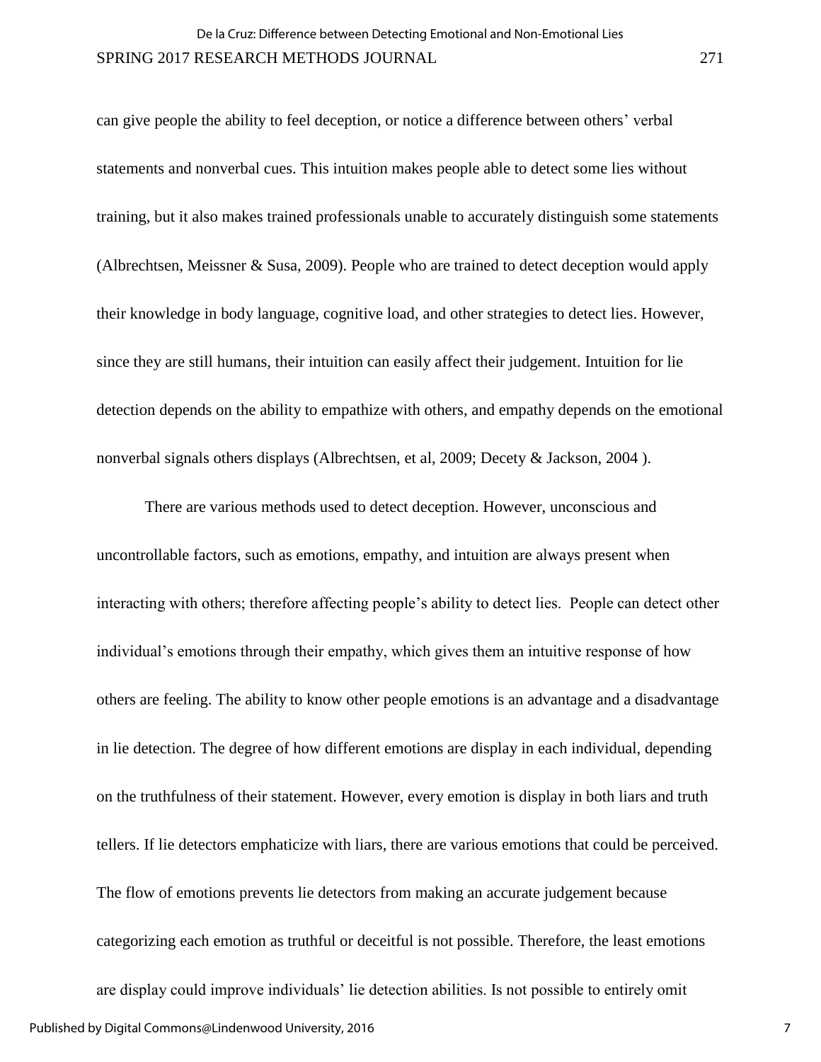can give people the ability to feel deception, or notice a difference between others' verbal statements and nonverbal cues. This intuition makes people able to detect some lies without training, but it also makes trained professionals unable to accurately distinguish some statements (Albrechtsen, Meissner & Susa, 2009). People who are trained to detect deception would apply their knowledge in body language, cognitive load, and other strategies to detect lies. However, since they are still humans, their intuition can easily affect their judgement. Intuition for lie detection depends on the ability to empathize with others, and empathy depends on the emotional nonverbal signals others displays (Albrechtsen, et al, 2009; Decety & Jackson, 2004 ).

There are various methods used to detect deception. However, unconscious and uncontrollable factors, such as emotions, empathy, and intuition are always present when interacting with others; therefore affecting people's ability to detect lies. People can detect other individual's emotions through their empathy, which gives them an intuitive response of how others are feeling. The ability to know other people emotions is an advantage and a disadvantage in lie detection. The degree of how different emotions are display in each individual, depending on the truthfulness of their statement. However, every emotion is display in both liars and truth tellers. If lie detectors emphaticize with liars, there are various emotions that could be perceived. The flow of emotions prevents lie detectors from making an accurate judgement because categorizing each emotion as truthful or deceitful is not possible. Therefore, the least emotions are display could improve individuals' lie detection abilities. Is not possible to entirely omit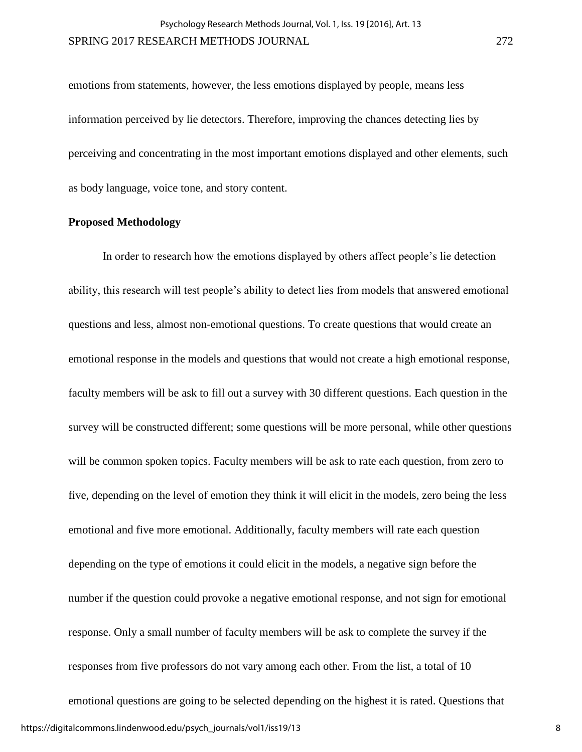emotions from statements, however, the less emotions displayed by people, means less information perceived by lie detectors. Therefore, improving the chances detecting lies by perceiving and concentrating in the most important emotions displayed and other elements, such as body language, voice tone, and story content.

**Proposed Methodology**

In order to research how the emotions displayed by others affect people's lie detection ability, this research will test people's ability to detect lies from models that answered emotional questions and less, almost non-emotional questions. To create questions that would create an emotional response in the models and questions that would not create a high emotional response, faculty members will be ask to fill out a survey with 30 different questions. Each question in the survey will be constructed different; some questions will be more personal, while other questions will be common spoken topics. Faculty members will be ask to rate each question, from zero to five, depending on the level of emotion they think it will elicit in the models, zero being the less emotional and five more emotional. Additionally, faculty members will rate each question depending on the type of emotions it could elicit in the models, a negative sign before the number if the question could provoke a negative emotional response, and not sign for emotional response. Only a small number of faculty members will be ask to complete the survey if the responses from five professors do not vary among each other. From the list, a total of 10 emotional questions are going to be selected depending on the highest it is rated. Questions that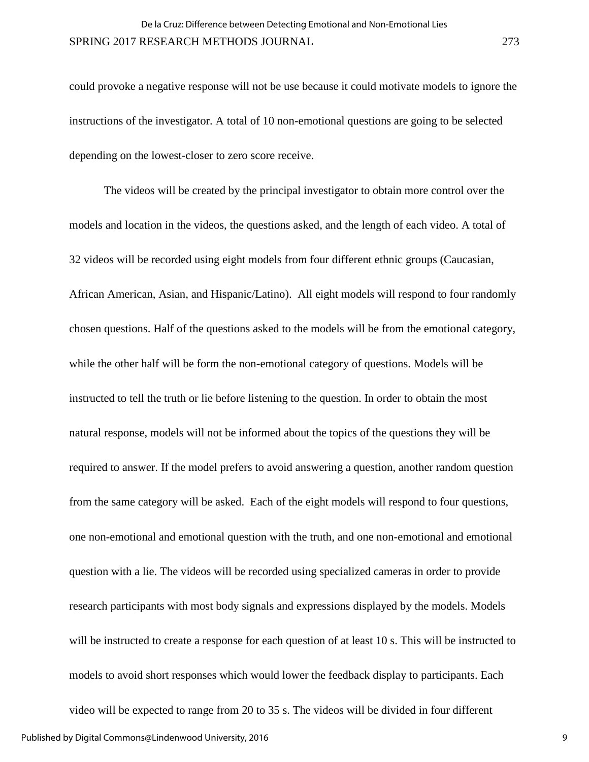could provoke a negative response will not be use because it could motivate models to ignore the instructions of the investigator. A total of 10 non-emotional questions are going to be selected depending on the lowest-closer to zero score receive.

The videos will be created by the principal investigator to obtain more control over the models and location in the videos, the questions asked, and the length of each video. A total of 32 videos will be recorded using eight models from four different ethnic groups (Caucasian, African American, Asian, and Hispanic/Latino). All eight models will respond to four randomly chosen questions. Half of the questions asked to the models will be from the emotional category, while the other half will be form the non-emotional category of questions. Models will be instructed to tell the truth or lie before listening to the question. In order to obtain the most natural response, models will not be informed about the topics of the questions they will be required to answer. If the model prefers to avoid answering a question, another random question from the same category will be asked. Each of the eight models will respond to four questions, one non-emotional and emotional question with the truth, and one non-emotional and emotional question with a lie. The videos will be recorded using specialized cameras in order to provide research participants with most body signals and expressions displayed by the models. Models will be instructed to create a response for each question of at least 10 s. This will be instructed to models to avoid short responses which would lower the feedback display to participants. Each video will be expected to range from 20 to 35 s. The videos will be divided in four different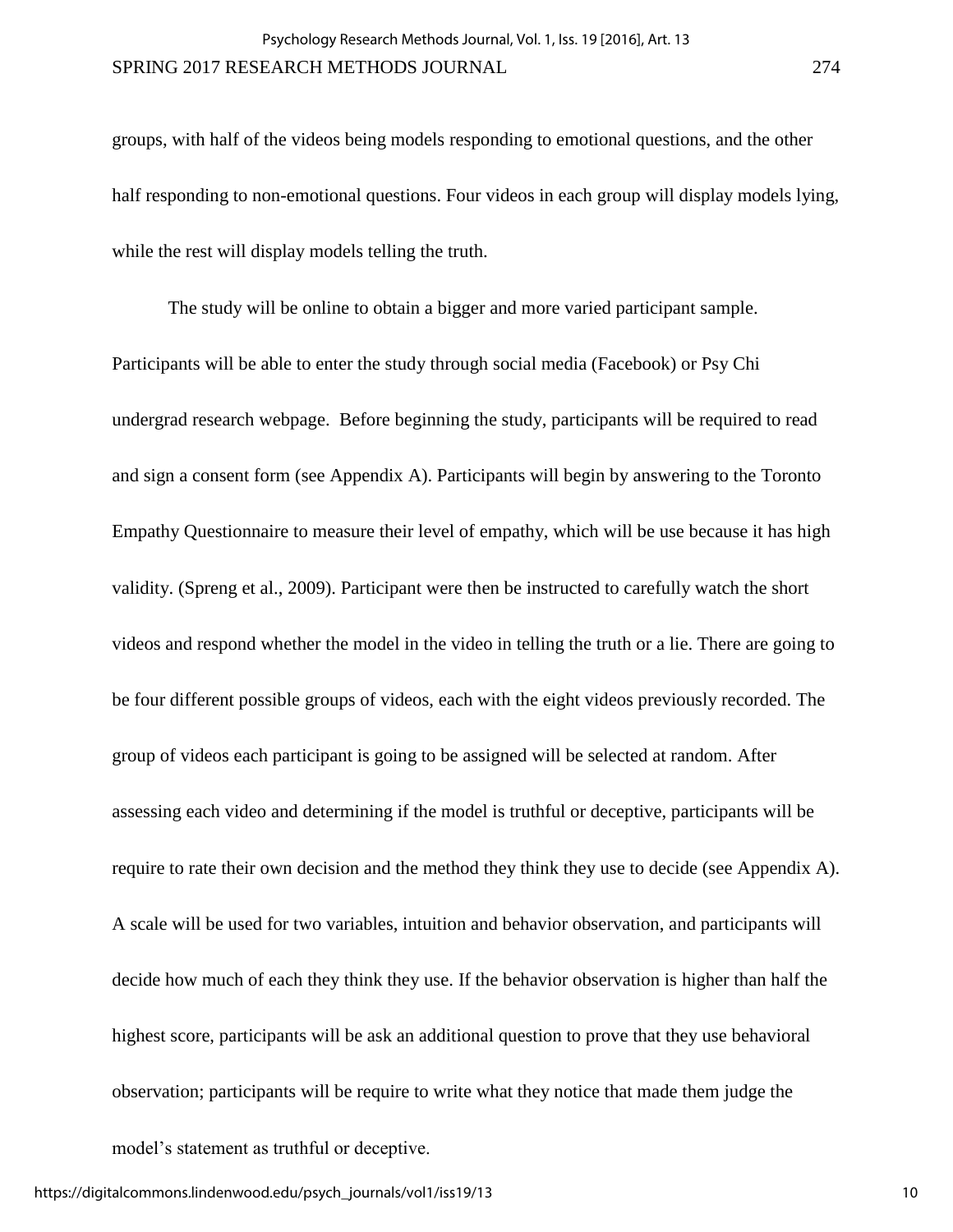groups, with half of the videos being models responding to emotional questions, and the other half responding to non-emotional questions. Four videos in each group will display models lying, while the rest will display models telling the truth.

The study will be online to obtain a bigger and more varied participant sample. Participants will be able to enter the study through social media (Facebook) or Psy Chi undergrad research webpage. Before beginning the study, participants will be required to read and sign a consent form (see Appendix A). Participants will begin by answering to the Toronto Empathy Questionnaire to measure their level of empathy, which will be use because it has high validity. (Spreng et al., 2009). Participant were then be instructed to carefully watch the short videos and respond whether the model in the video in telling the truth or a lie. There are going to be four different possible groups of videos, each with the eight videos previously recorded. The group of videos each participant is going to be assigned will be selected at random. After assessing each video and determining if the model is truthful or deceptive, participants will be require to rate their own decision and the method they think they use to decide (see Appendix A). A scale will be used for two variables, intuition and behavior observation, and participants will decide how much of each they think they use. If the behavior observation is higher than half the highest score, participants will be ask an additional question to prove that they use behavioral observation; participants will be require to write what they notice that made them judge the model's statement as truthful or deceptive.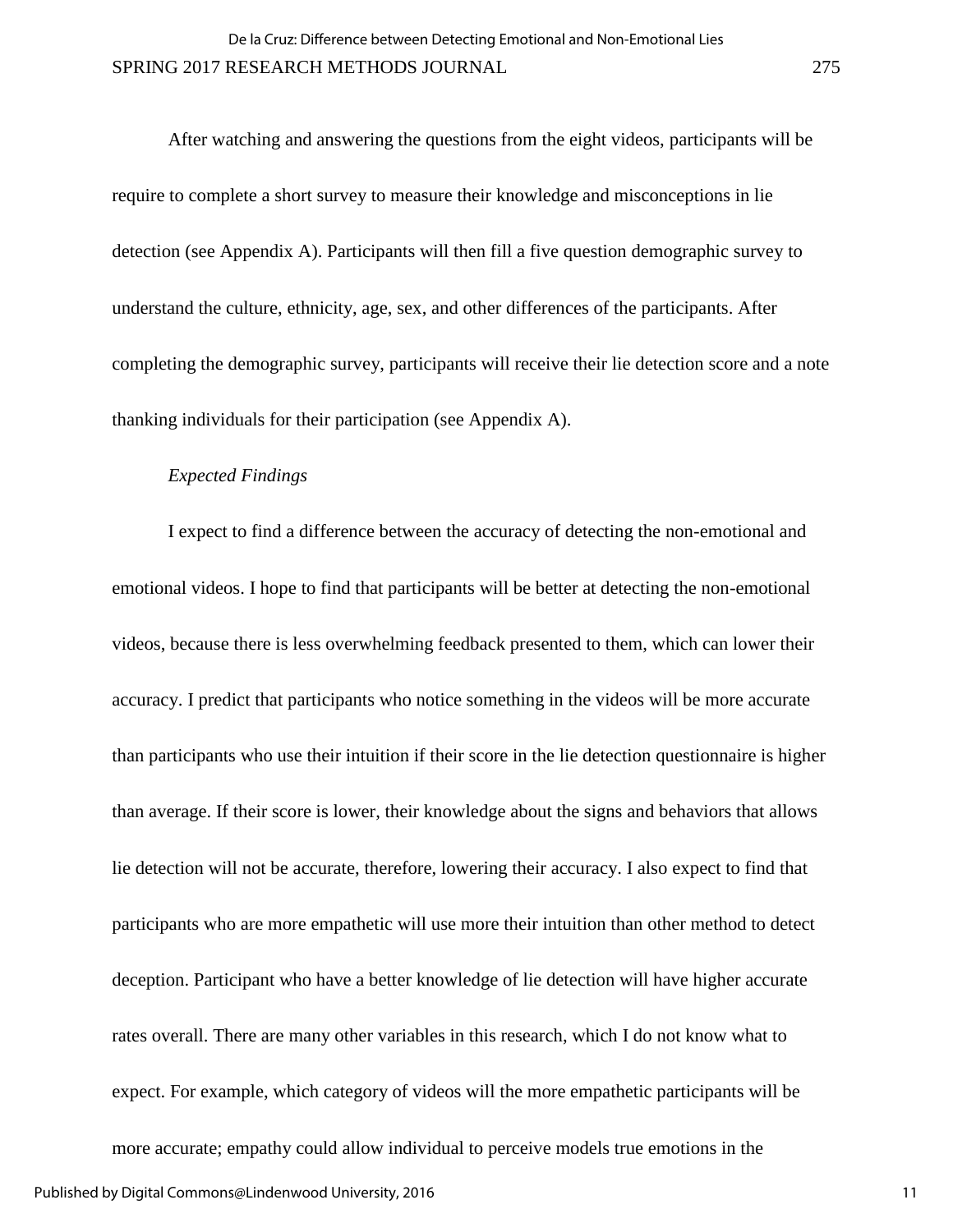After watching and answering the questions from the eight videos, participants will be require to complete a short survey to measure their knowledge and misconceptions in lie detection (see Appendix A). Participants will then fill a five question demographic survey to understand the culture, ethnicity, age, sex, and other differences of the participants. After completing the demographic survey, participants will receive their lie detection score and a note thanking individuals for their participation (see Appendix A).

*Expected Findings*

I expect to find a difference between the accuracy of detecting the non-emotional and emotional videos. I hope to find that participants will be better at detecting the non-emotional videos, because there is less overwhelming feedback presented to them, which can lower their accuracy. I predict that participants who notice something in the videos will be more accurate than participants who use their intuition if their score in the lie detection questionnaire is higher than average. If their score is lower, their knowledge about the signs and behaviors that allows lie detection will not be accurate, therefore, lowering their accuracy. I also expect to find that participants who are more empathetic will use more their intuition than other method to detect deception. Participant who have a better knowledge of lie detection will have higher accurate rates overall. There are many other variables in this research, which I do not know what to expect. For example, which category of videos will the more empathetic participants will be more accurate; empathy could allow individual to perceive models true emotions in the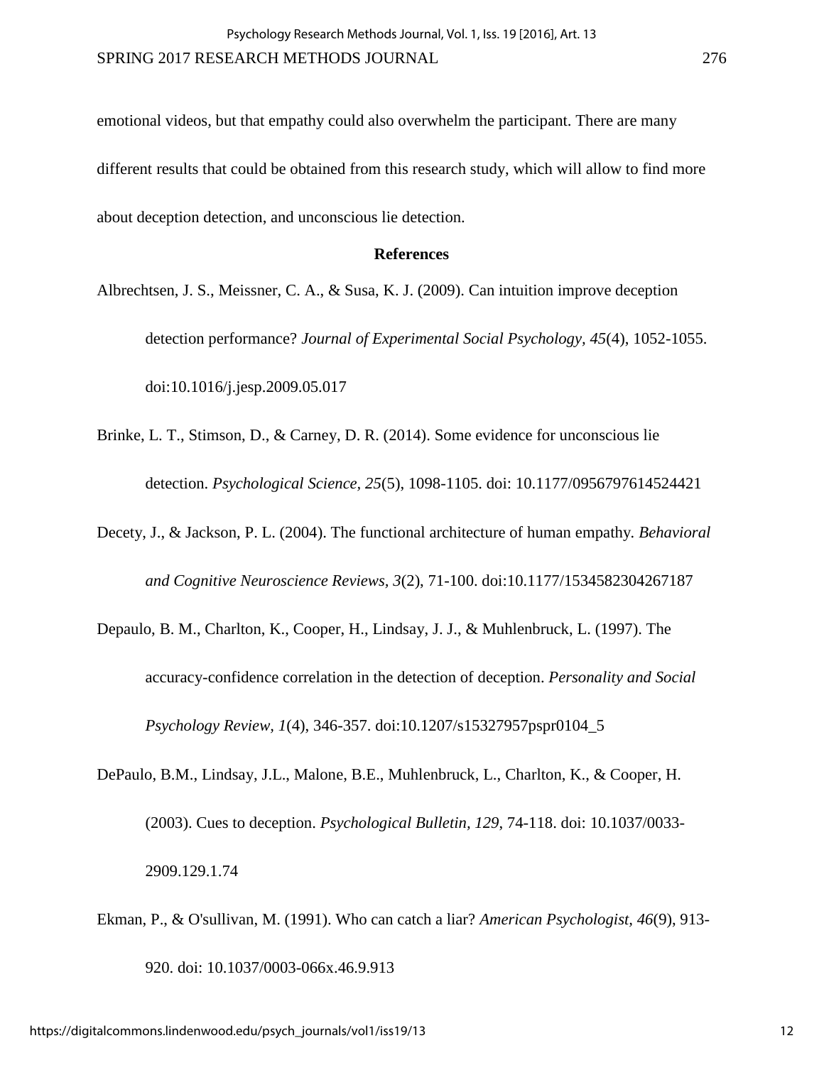emotional videos, but that empathy could also overwhelm the participant. There are many different results that could be obtained from this research study, which will allow to find more about deception detection, and unconscious lie detection.

## References

Albrechtsen, J. S., Meissner, C. A., & Susa, K. J. (2009). Can intuition improve deception detection performance? *Journal of Experimental Social Psychology, 45*(4), 1052-1055. doi:10.1016/j.jesp.2009.05.017

Brinke, L. T., Stimson, D., & Carney, D. R. (2014). Some evidence for unconscious lie detection. *Psychological Science*, *25*(5), 1098-1105. doi: 10.1177/0956797614524421

Decety, J., & Jackson, P. L. (2004). The functional architecture of human empathy. *Behavioral and Cognitive Neuroscience Reviews, 3*(2), 71-100. doi:10.1177/1534582304267187

Depaulo, B. M., Charlton, K., Cooper, H., Lindsay, J. J., & Muhlenbruck, L. (1997). The accuracy-confidence correlation in the detection of deception. *Personality and Social Psychology Review, 1*(4), 346-357. doi:10.1207/s15327957pspr0104_5

DePaulo, B.M., Lindsay, J.L., Malone, B.E., Muhlenbruck, L., Charlton, K., & Cooper, H. (2003). Cues to deception. *Psychological Bulletin, 129*, 74-118. doi: 10.1037/0033-2909.129.1.74

Ekman, P., & O'sullivan, M. (1991). Who can catch a liar? *American Psychologist, 46*(9), 913-920. doi: 10.1037/0003-066x.46.9.913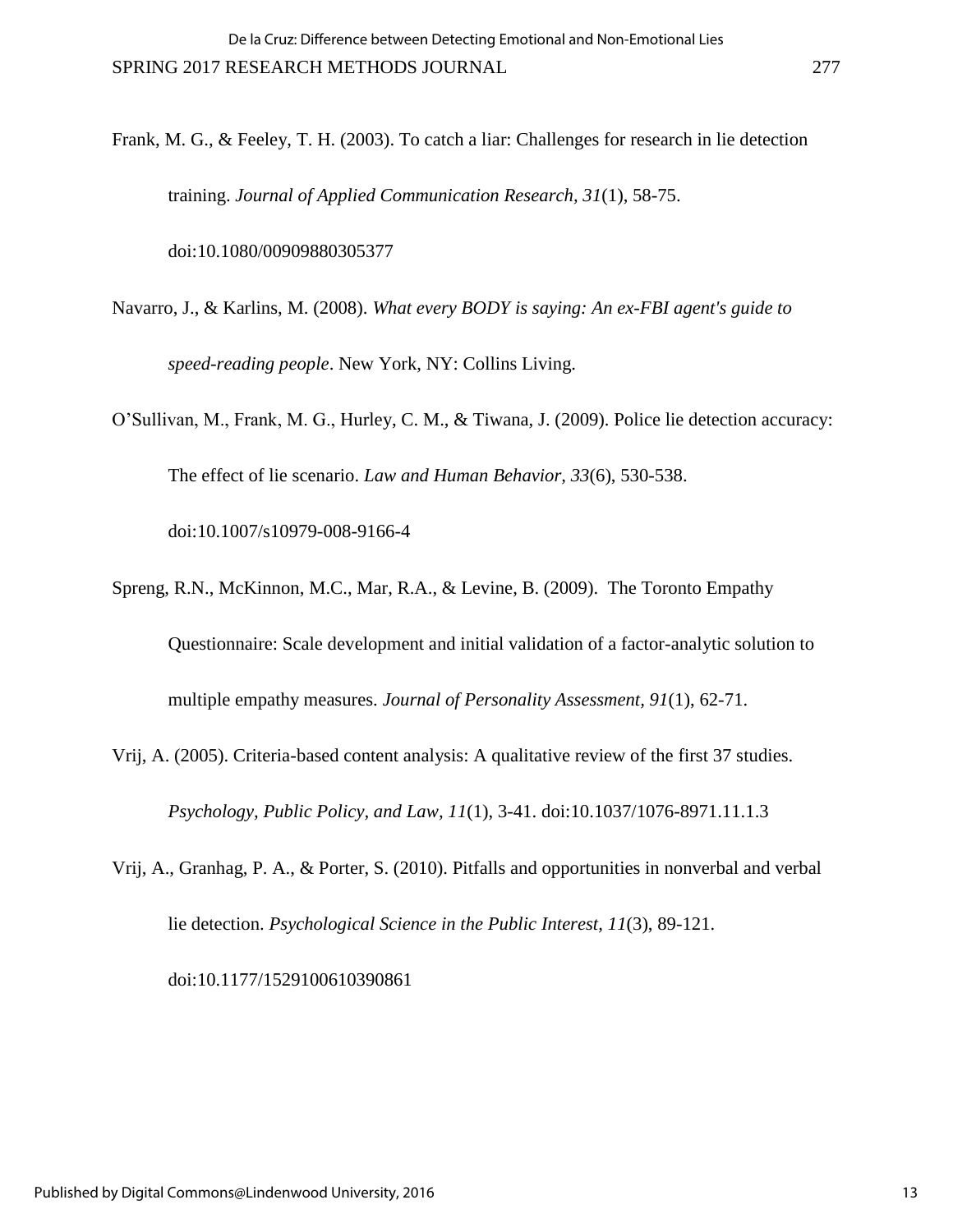Frank, M. G., & Feeley, T. H. (2003). To catch a liar: Challenges for research in lie detection training. *Journal of Applied Communication Research, 31*(1), 58-75. doi:10.1080/00909880305377

Navarro, J., & Karlins, M. (2008). *What every BODY is saying: An ex-FBI agent's guide to speed-reading people*. New York, NY: Collins Living.

O'Sullivan, M., Frank, M. G., Hurley, C. M., & Tiwana, J. (2009). Police lie detection accuracy: The effect of lie scenario. *Law and Human Behavior, 33*(6), 530-538. doi:10.1007/s10979-008-9166-4

Spreng, R.N., McKinnon, M.C., Mar, R.A., & Levine, B. (2009). The Toronto Empathy Questionnaire: Scale development and initial validation of a factor-analytic solution to multiple empathy measures. *Journal of Personality Assessment, 91*(1), 62-71.

Vrij, A. (2005). Criteria-based content analysis: A qualitative review of the first 37 studies. *Psychology, Public Policy, and Law, 11*(1), 3-41. doi:10.1037/1076-8971.11.1.3

Vrij, A., Granhag, P. A., & Porter, S. (2010). Pitfalls and opportunities in nonverbal and verbal lie detection. *Psychological Science in the Public Interest*, *11*(3), 89-121. doi:10.1177/1529100610390861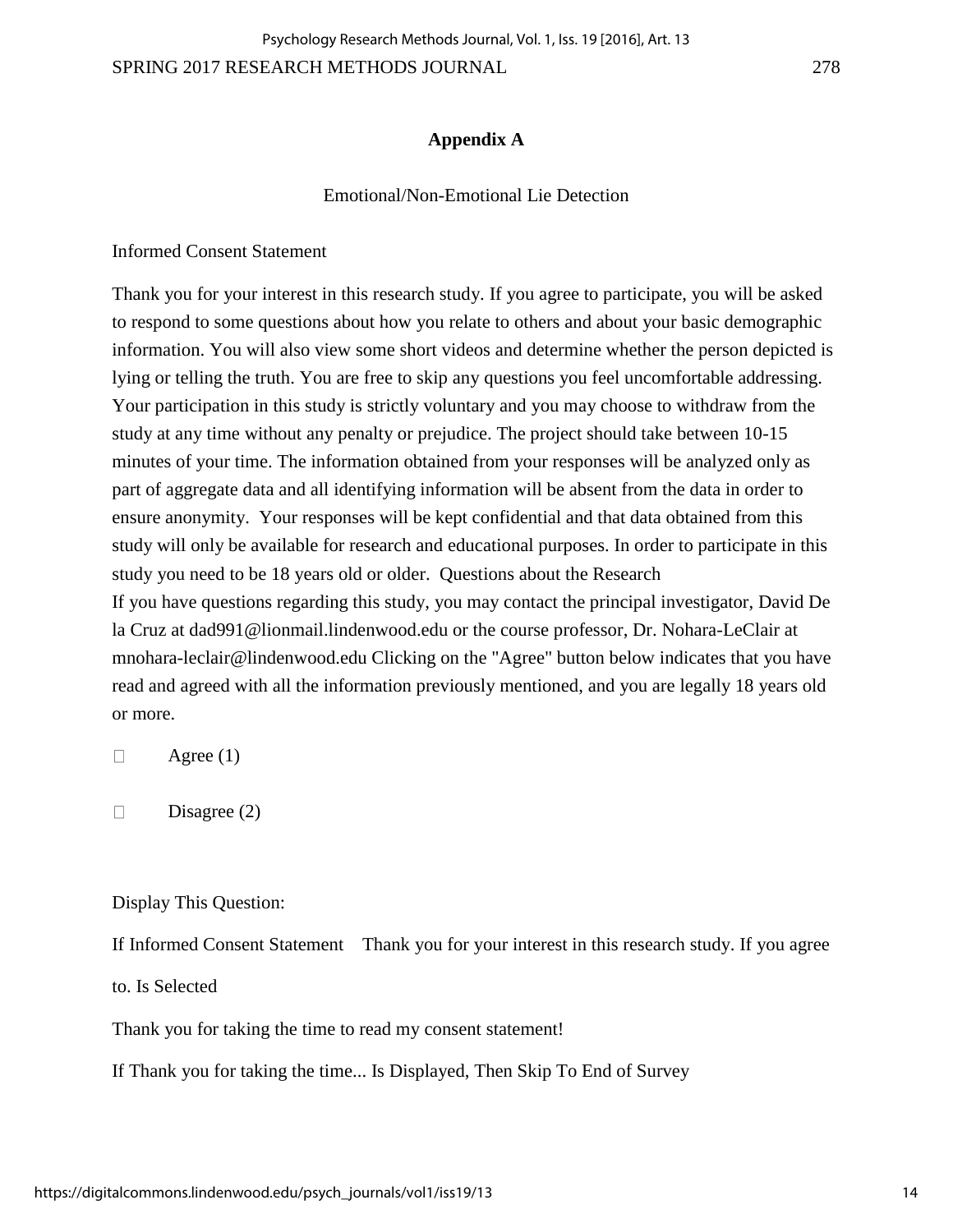## Appendix A

Emotional/Non-Emotional Lie Detection

Informed Consent Statement

Thank you for your interest in this research study. If you agree to participate, you will be asked to respond to some questions about how you relate to others and about your basic demographic information. You will also view some short videos and determine whether the person depicted is lying or telling the truth. You are free to skip any questions you feel uncomfortable addressing. Your participation in this study is strictly voluntary and you may choose to withdraw from the study at any time without any penalty or prejudice. The project should take between 10-15 minutes of your time. The information obtained from your responses will be analyzed only as part of aggregate data and all identifying information will be absent from the data in order to ensure anonymity. Your responses will be kept confidential and that data obtained from this study will only be available for research and educational purposes. In order to participate in this study you need to be 18 years old or older. Questions about the Research
If you have questions regarding this study, you may contact the principal investigator, David De la Cruz at dad991@lionmail.lindenwood.edu or the course professor, Dr. Nohara-LeClair at mnohara-leclair@lindenwood.edu Clicking on the "Agree" button below indicates that you have read and agreed with all the information previously mentioned, and you are legally 18 years old or more.

- Agree (1)
- Disagree (2)

Display This Question:

If Informed Consent Statement Thank you for your interest in this research study. If you agree to. Is Selected

Thank you for taking the time to read my consent statement!

If Thank you for taking the time... Is Displayed, Then Skip To End of Survey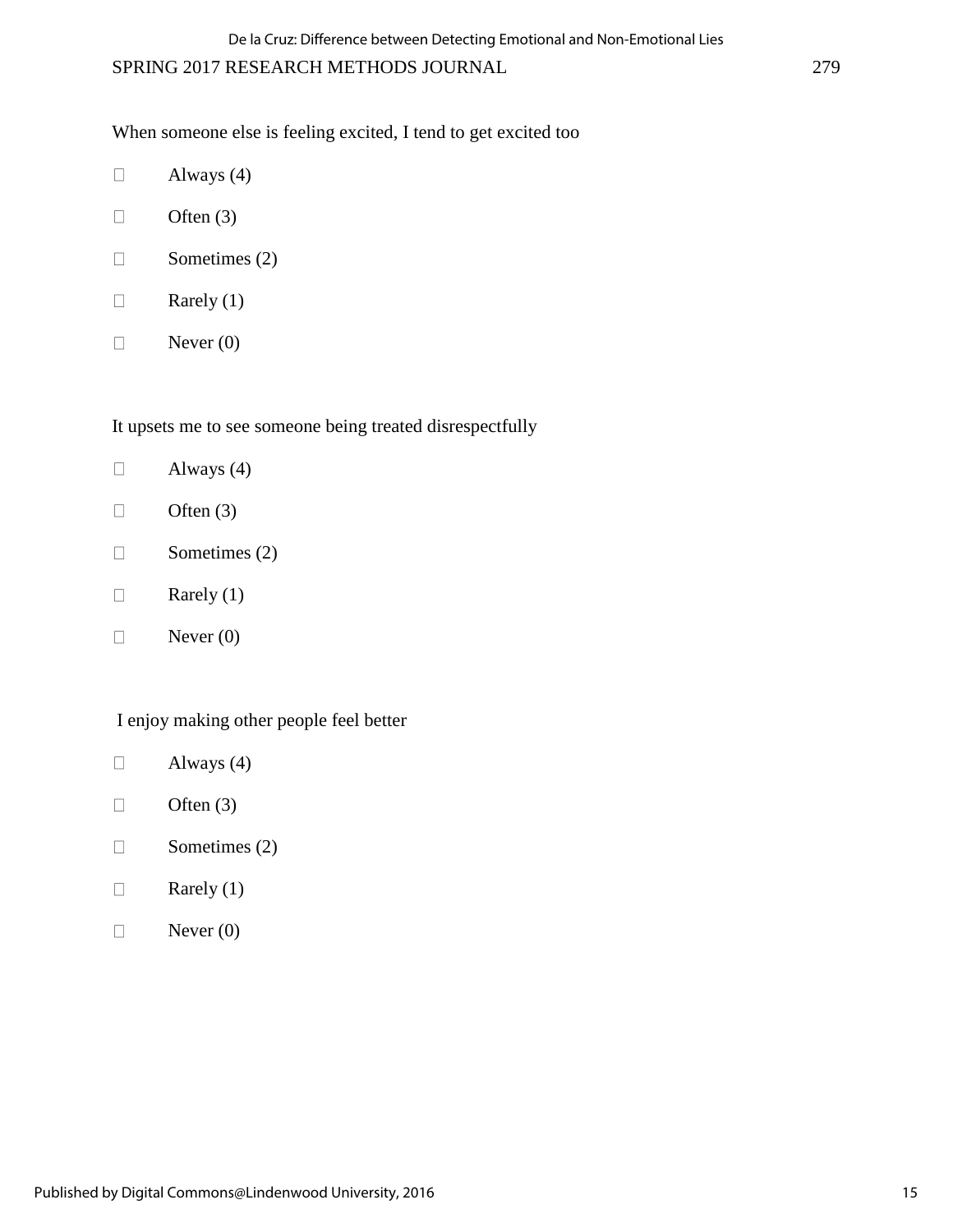When someone else is feeling excited, I tend to get excited too

- Always (4)
- Often (3)
- Sometimes (2)
- Rarely (1)
- Never (0)

It upsets me to see someone being treated disrespectfully

- Always (4)
- Often (3)
- Sometimes (2)
- Rarely (1)
- Never (0)

I enjoy making other people feel better

- Always (4)
- Often (3)
- Sometimes (2)
- Rarely (1)
- Never (0)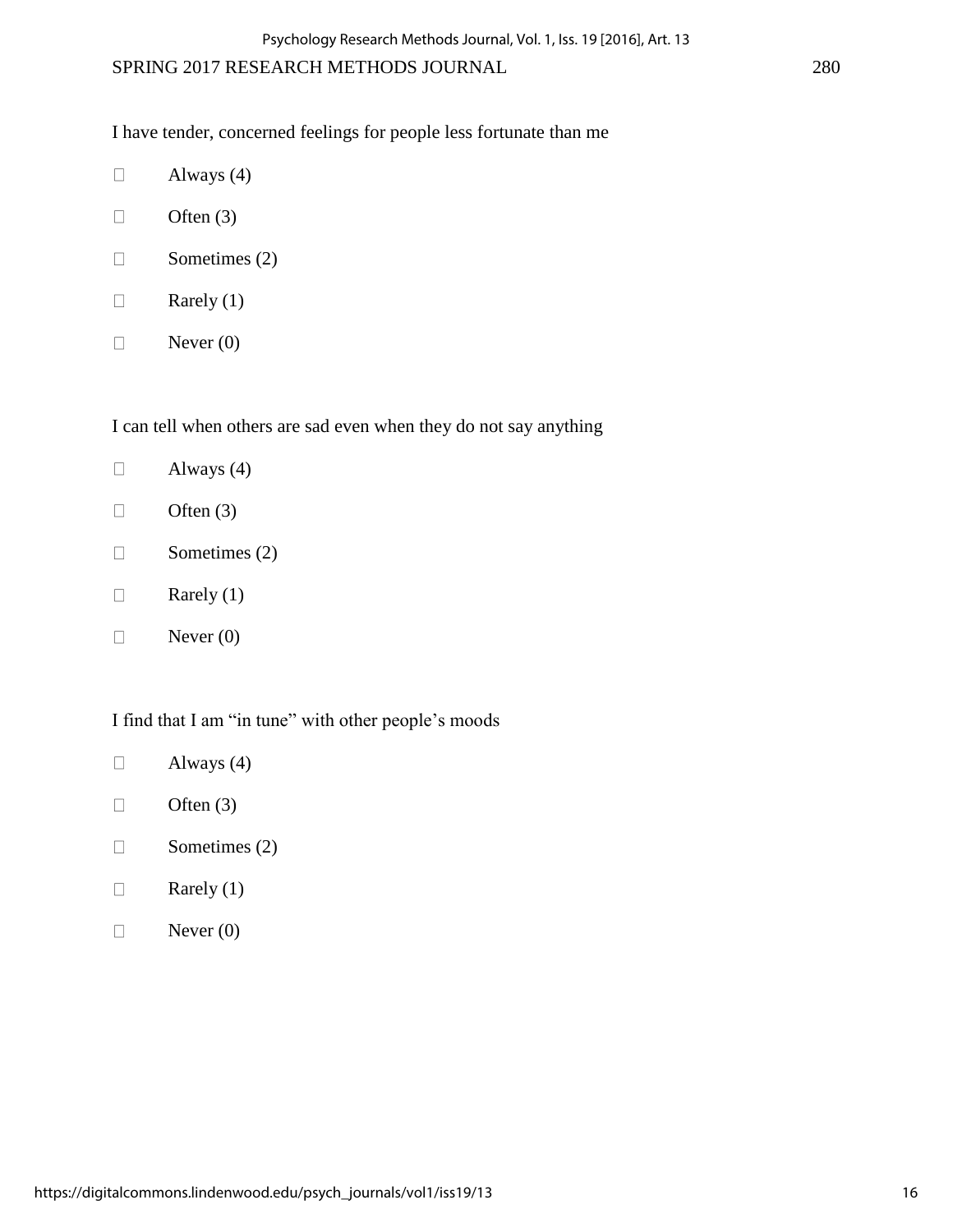I have tender, concerned feelings for people less fortunate than me

- Always (4)
- Often (3)
- Sometimes (2)
- Rarely (1)
- Never (0)

I can tell when others are sad even when they do not say anything

- Always (4)
- Often (3)
- Sometimes (2)
- Rarely (1)
- Never (0)

I find that I am "in tune" with other people's moods

- Always (4)
- Often (3)
- Sometimes (2)
- Rarely (1)
- Never (0)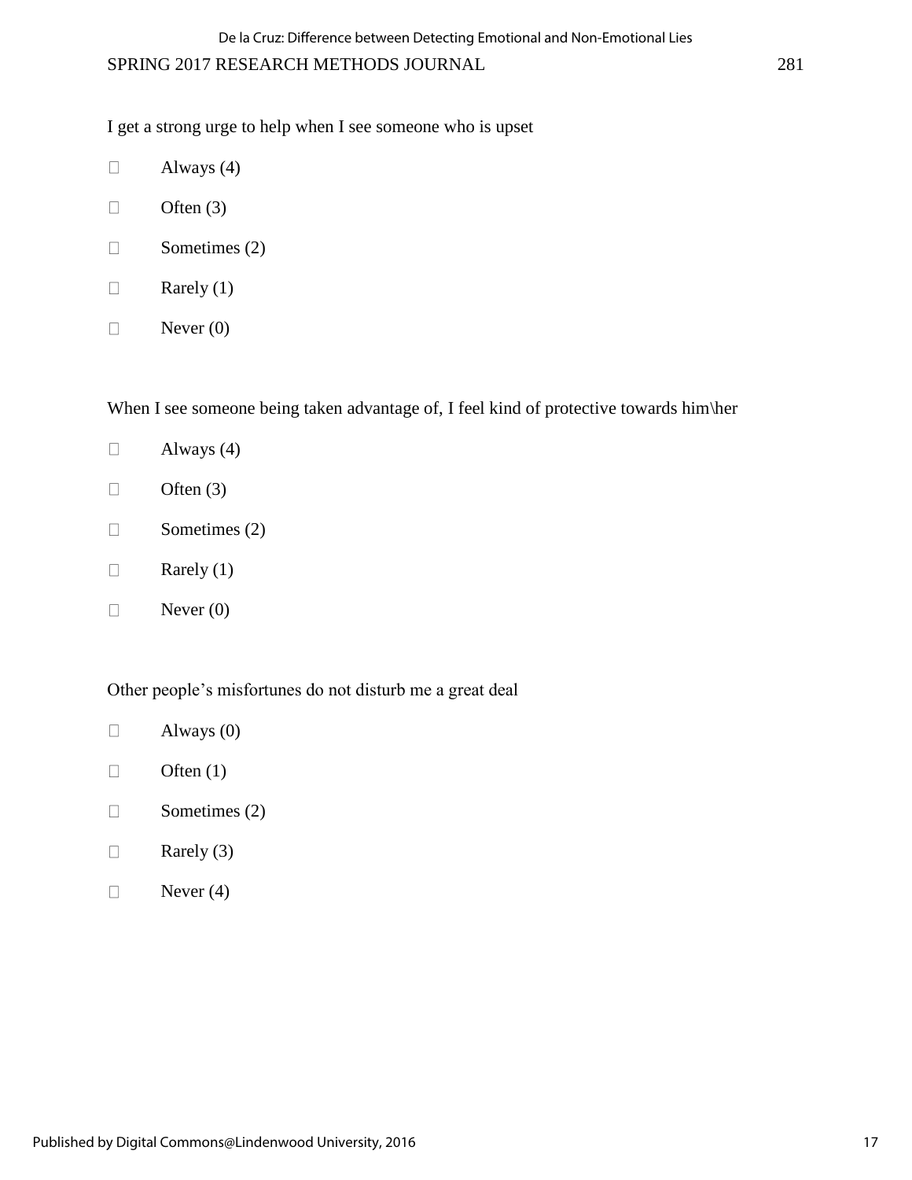I get a strong urge to help when I see someone who is upset

- Always (4)
- Often (3)
- Sometimes (2)
- Rarely (1)
- Never (0)

When I see someone being taken advantage of, I feel kind of protective towards him\her

- Always (4)
- Often (3)
- Sometimes (2)
- Rarely (1)
- Never (0)

Other people's misfortunes do not disturb me a great deal

- Always (0)
- Often (1)
- Sometimes (2)
- Rarely (3)
- Never (4)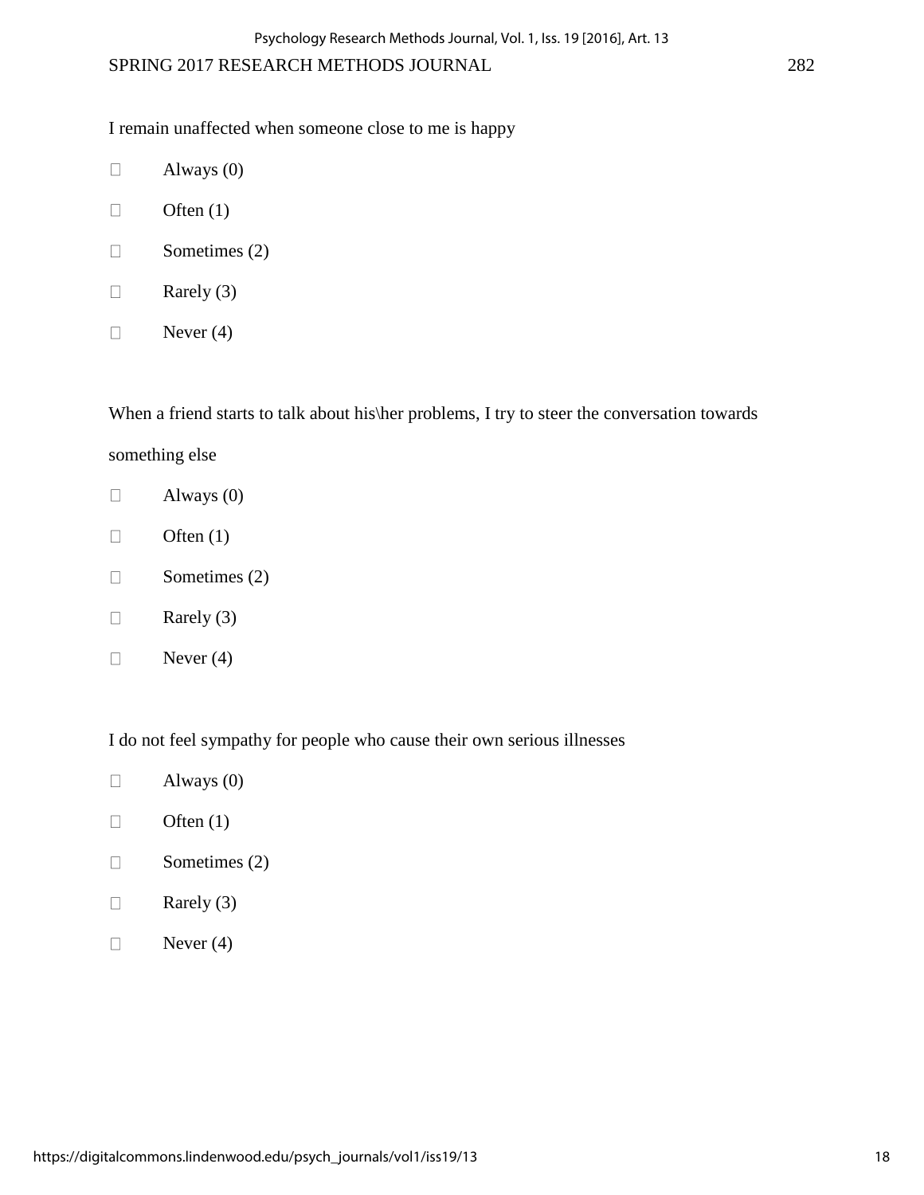I remain unaffected when someone close to me is happy

- Always (0)
- Often (1)
- Sometimes (2)
- Rarely (3)
- Never (4)

When a friend starts to talk about his\her problems, I try to steer the conversation towards something else

- Always (0)
- Often (1)
- Sometimes (2)
- Rarely (3)
- Never (4)

I do not feel sympathy for people who cause their own serious illnesses

- Always (0)
- Often (1)
- Sometimes (2)
- Rarely (3)
- Never (4)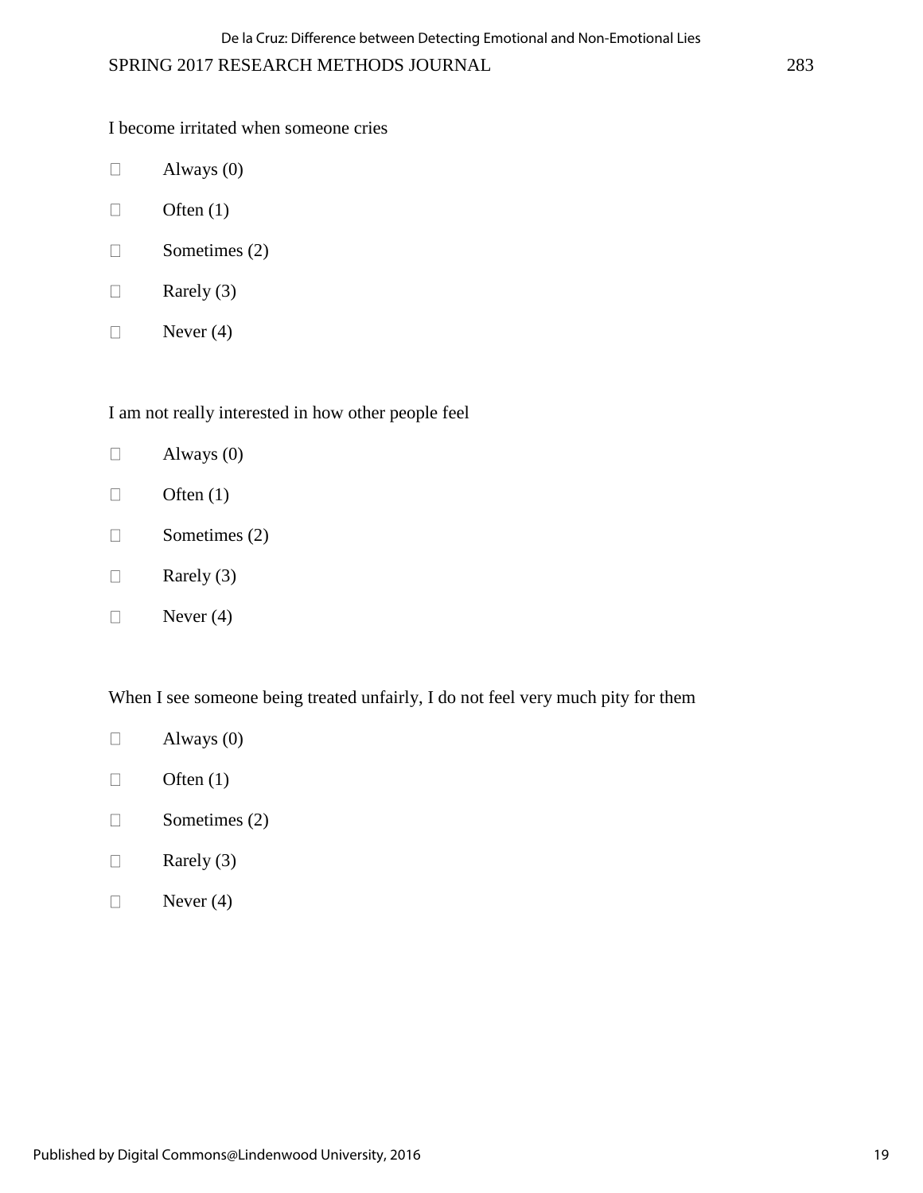I become irritated when someone cries

- Always (0)
- Often (1)
- Sometimes (2)
- Rarely (3)
- Never (4)

I am not really interested in how other people feel

- Always (0)
- Often (1)
- Sometimes (2)
- Rarely (3)
- Never (4)

When I see someone being treated unfairly, I do not feel very much pity for them

- Always (0)
- Often (1)
- Sometimes (2)
- Rarely (3)
- Never (4)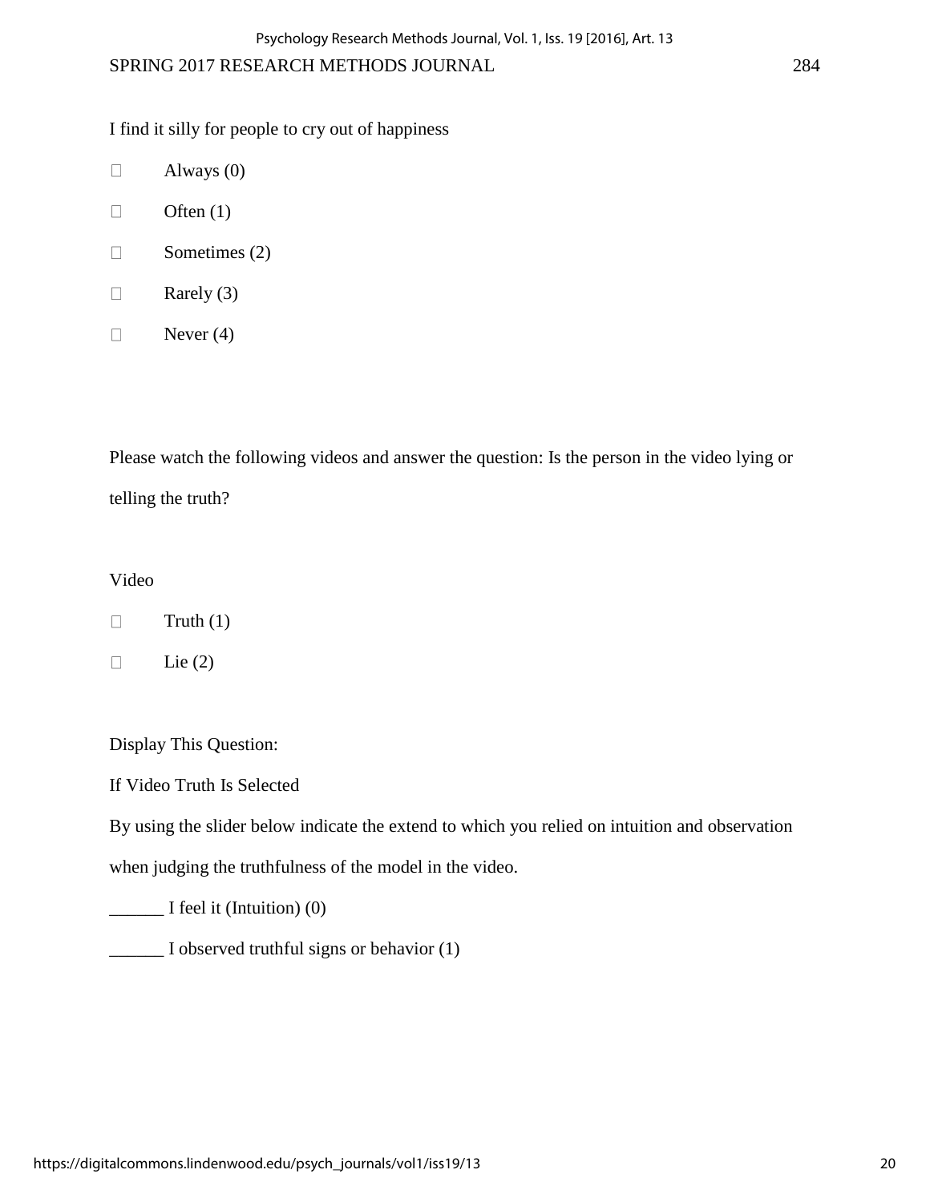I find it silly for people to cry out of happiness

- Always (0)
- Often (1)
- Sometimes (2)
- Rarely (3)
- Never (4)

Please watch the following videos and answer the question: Is the person in the video lying or telling the truth?

Video

- Truth (1)
- Lie (2)

Display This Question:

If Video Truth Is Selected

By using the slider below indicate the extend to which you relied on intuition and observation when judging the truthfulness of the model in the video.

______ I feel it (Intuition) (0)

______ I observed truthful signs or behavior (1)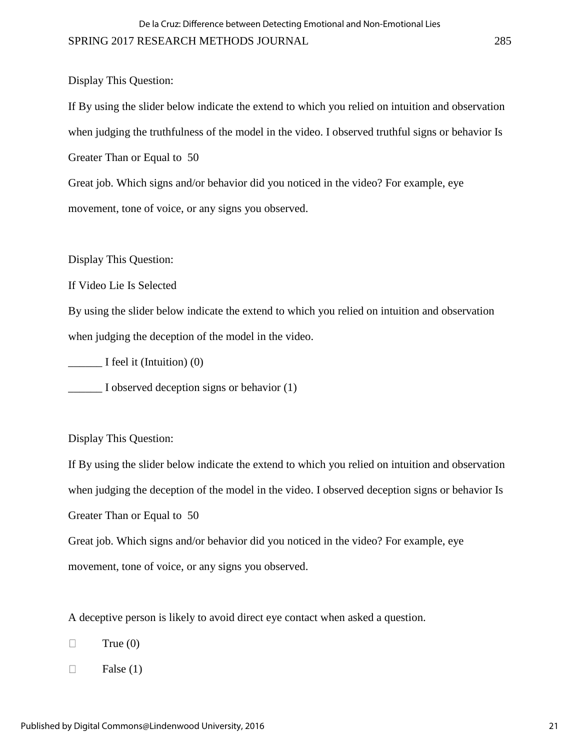Display This Question:

If By using the slider below indicate the extend to which you relied on intuition and observation when judging the truthfulness of the model in the video. I observed truthful signs or behavior Is Greater Than or Equal to  50

Great job. Which signs and/or behavior did you noticed in the video? For example, eye movement, tone of voice, or any signs you observed.

Display This Question:

If Video Lie Is Selected

By using the slider below indicate the extend to which you relied on intuition and observation when judging the deception of the model in the video.

______ I feel it (Intuition) (0)

______ I observed deception signs or behavior (1)

Display This Question:

If By using the slider below indicate the extend to which you relied on intuition and observation when judging the deception of the model in the video. I observed deception signs or behavior Is Greater Than or Equal to  50

Great job. Which signs and/or behavior did you noticed in the video? For example, eye movement, tone of voice, or any signs you observed.

A deceptive person is likely to avoid direct eye contact when asked a question.

- True (0)
- False (1)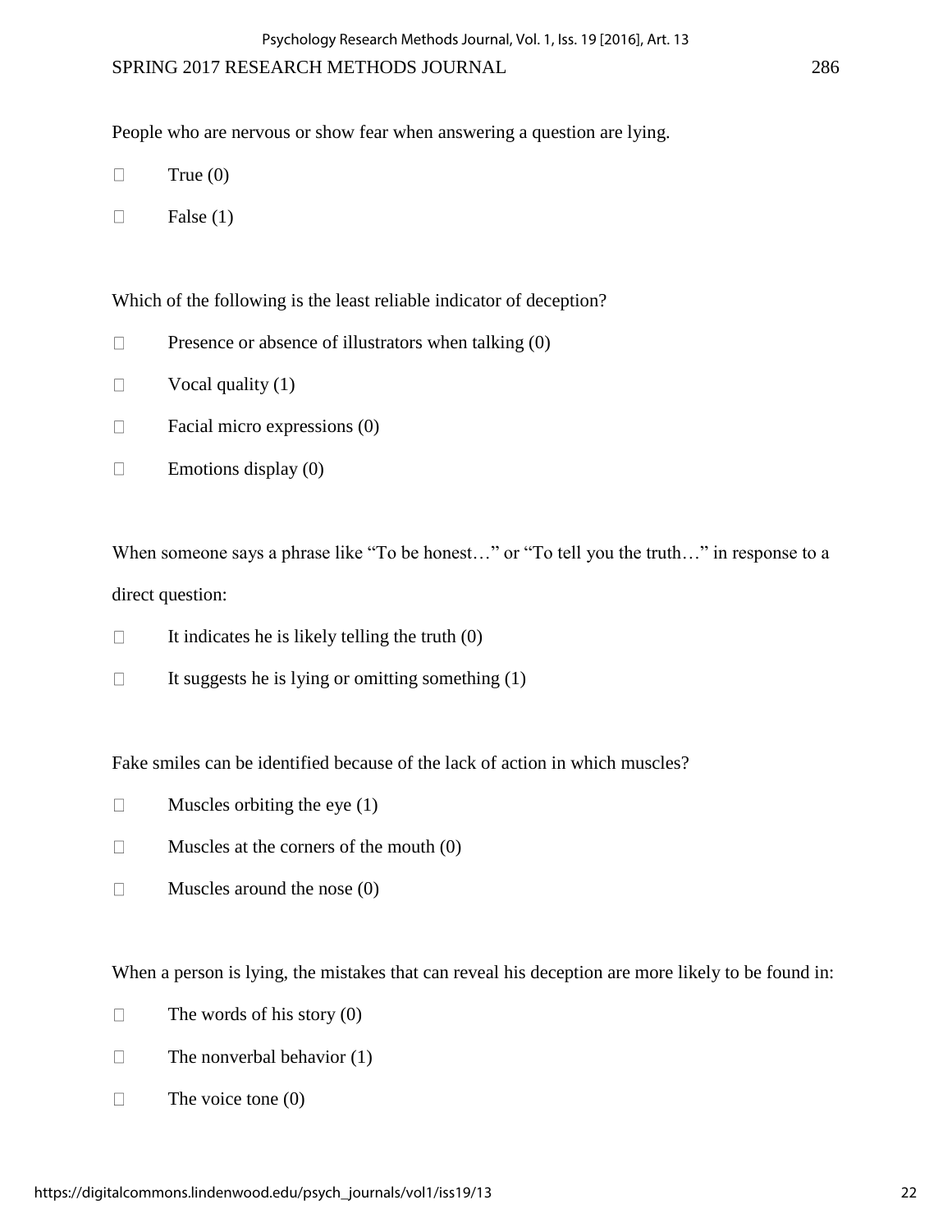People who are nervous or show fear when answering a question are lying.

- True (0)
- False (1)

Which of the following is the least reliable indicator of deception?

- Presence or absence of illustrators when talking (0)
- Vocal quality (1)
- Facial micro expressions (0)
- Emotions display (0)

When someone says a phrase like "To be honest…" or "To tell you the truth…" in response to a direct question:

- It indicates he is likely telling the truth (0)
- It suggests he is lying or omitting something (1)

Fake smiles can be identified because of the lack of action in which muscles?

- Muscles orbiting the eye (1)
- Muscles at the corners of the mouth (0)
- Muscles around the nose (0)

When a person is lying, the mistakes that can reveal his deception are more likely to be found in:

- The words of his story (0)
- The nonverbal behavior (1)
- The voice tone (0)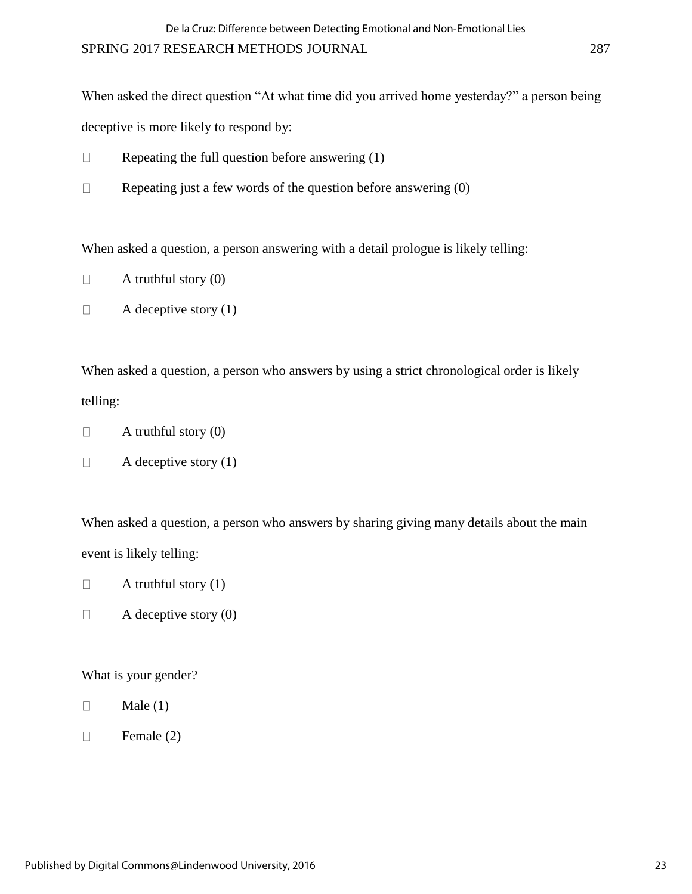When asked the direct question "At what time did you arrived home yesterday?" a person being deceptive is more likely to respond by:

- ☐ Repeating the full question before answering (1)
- ☐ Repeating just a few words of the question before answering (0)

When asked a question, a person answering with a detail prologue is likely telling:

- ☐ A truthful story (0)
- ☐ A deceptive story (1)

When asked a question, a person who answers by using a strict chronological order is likely telling:

- ☐ A truthful story (0)
- ☐ A deceptive story (1)

When asked a question, a person who answers by sharing giving many details about the main event is likely telling:

- ☐ A truthful story (1)
- ☐ A deceptive story (0)

What is your gender?

- ☐ Male (1)
- ☐ Female (2)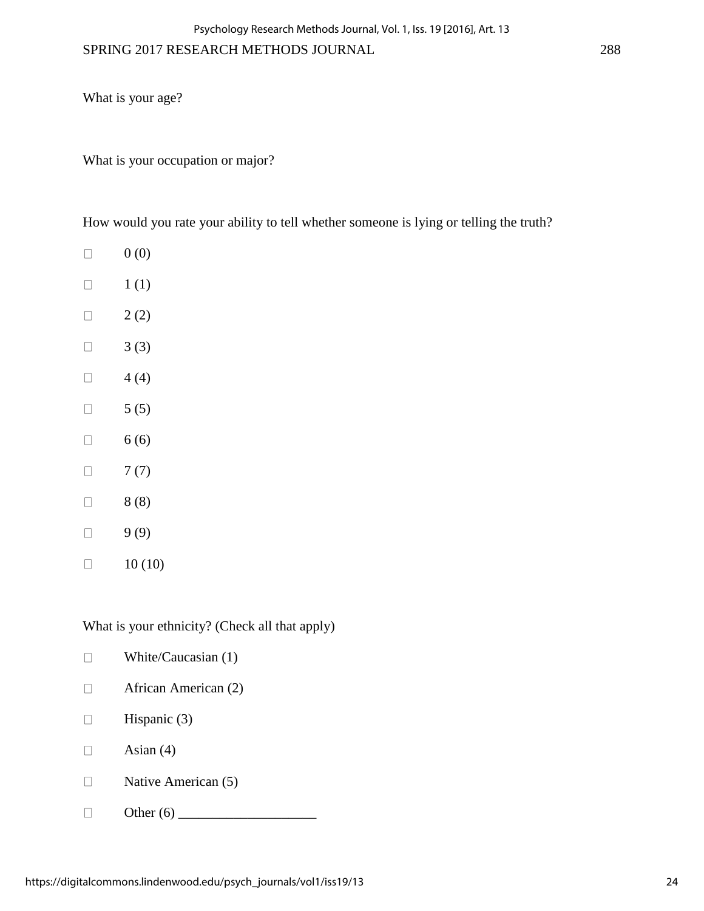What is your age?

What is your occupation or major?

How would you rate your ability to tell whether someone is lying or telling the truth?

- 0 (0)
- 1 (1)
- 2 (2)
- 3 (3)
- 4 (4)
- 5 (5)
- 6 (6)
- 7 (7)
- 8 (8)
- 9 (9)
- 10 (10)

What is your ethnicity? (Check all that apply)

- White/Caucasian (1)
- African American (2)
- Hispanic (3)
- Asian (4)
- Native American (5)
- Other (6) ____________________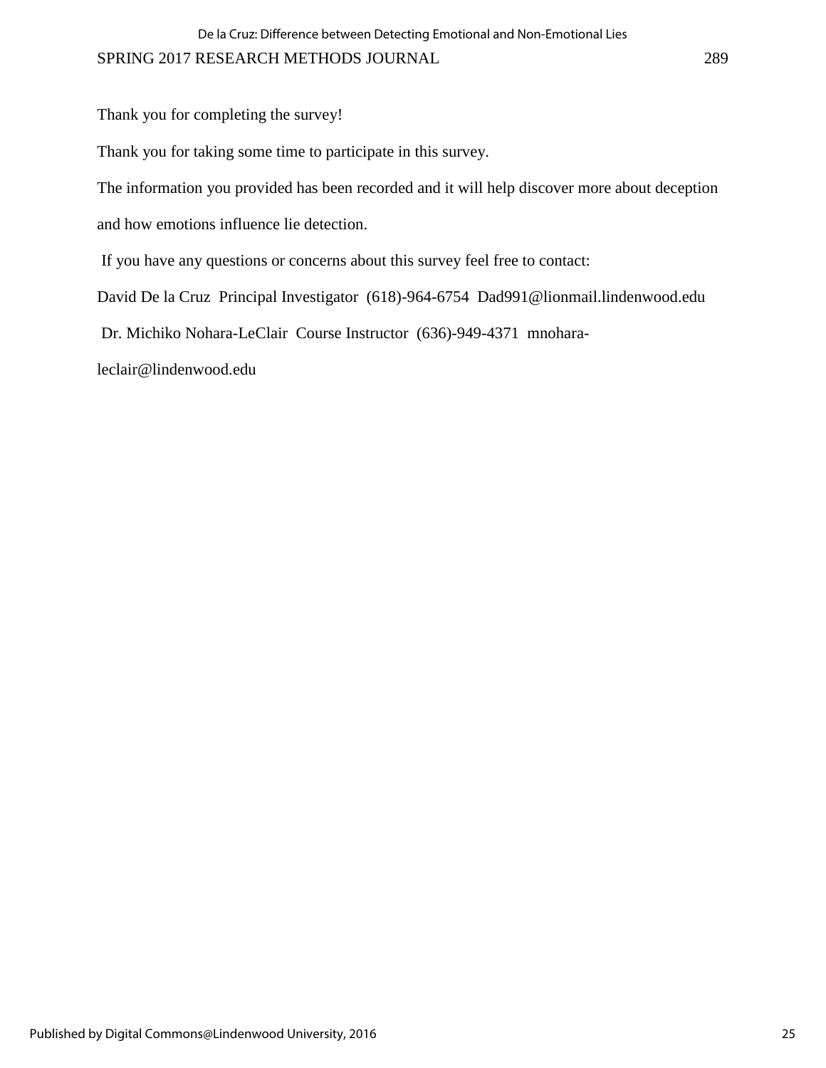Thank you for completing the survey!

Thank you for taking some time to participate in this survey.

The information you provided has been recorded and it will help discover more about deception and how emotions influence lie detection.

If you have any questions or concerns about this survey feel free to contact:

David De la Cruz Principal Investigator (618)-964-6754 Dad991@lionmail.lindenwood.edu

Dr. Michiko Nohara-LeClair Course Instructor (636)-949-4371 mnohara-leclair@lindenwood.edu